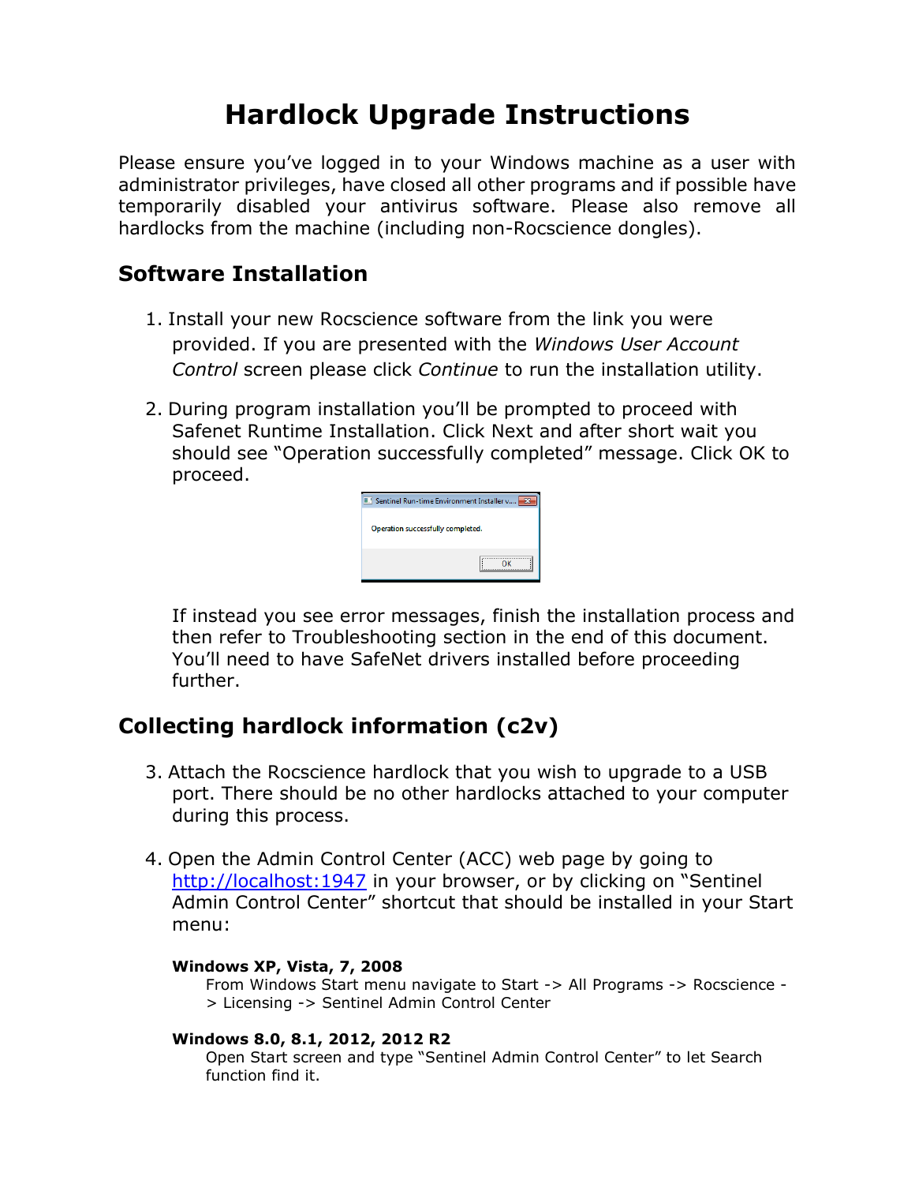# Hardlock Upgrade Instructions

Please ensure you've logged in to your Windows machine as a user with administrator privileges, have closed all other programs and if possible have temporarily disabled your antivirus software. Please also remove all hardlocks from the machine (including non-Rocscience dongles).

## Software Installation

1. Install your new Rocscience software from the link you were provided. If you are presented with the *Windows User Account Control* screen please click *Continue* to run the installation utility.

2. During program installation you'll be prompted to proceed with Safenet Runtime Installation. Click Next and after short wait you should see "Operation successfully completed" message. Click OK to proceed.

   If instead you see error messages, finish the installation process and then refer to Troubleshooting section in the end of this document. You'll need to have SafeNet drivers installed before proceeding further.

## Collecting hardlock information (c2v)

3. Attach the Rocscience hardlock that you wish to upgrade to a USB port. There should be no other hardlocks attached to your computer during this process.

4. Open the Admin Control Center (ACC) web page by going to http://localhost:1947 in your browser, or by clicking on "Sentinel Admin Control Center" shortcut that should be installed in your Start menu:

   **Windows XP, Vista, 7, 2008**
   From Windows Start menu navigate to Start -> All Programs -> Rocscience -> Licensing -> Sentinel Admin Control Center

   **Windows 8.0, 8.1, 2012, 2012 R2**
   Open Start screen and type "Sentinel Admin Control Center" to let Search function find it.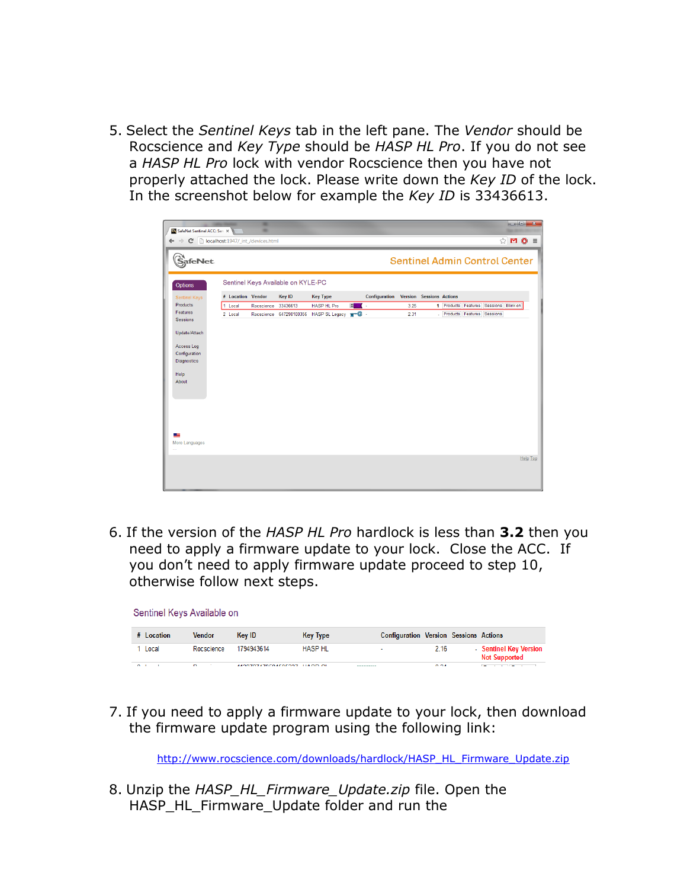5. Select the *Sentinel Keys* tab in the left pane. The *Vendor* should be Rocscience and *Key Type* should be *HASP HL Pro*. If you do not see a *HASP HL Pro* lock with vendor Rocscience then you have not properly attached the lock. Please write down the *Key ID* of the lock. In the screenshot below for example the *Key ID* is 33436613.

6. If the version of the *HASP HL Pro* hardlock is less than **3.2** then you need to apply a firmware update to your lock. Close the ACC. If you don't need to apply firmware update proceed to step 10, otherwise follow next steps.

7. If you need to apply a firmware update to your lock, then download the firmware update program using the following link:

   http://www.rocscience.com/downloads/hardlock/HASP_HL_Firmware_Update.zip

8. Unzip the *HASP_HL_Firmware_Update.zip* file. Open the HASP_HL_Firmware_Update folder and run the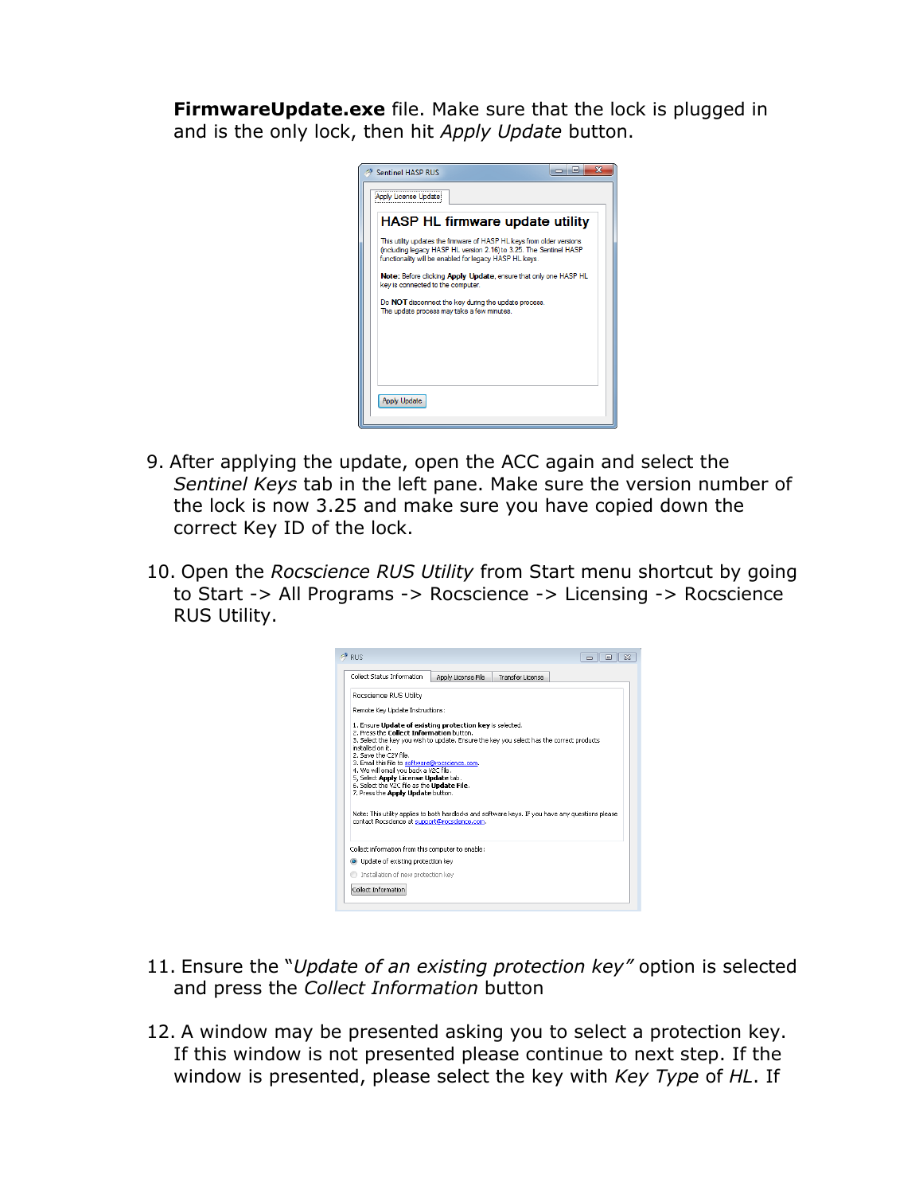**FirmwareUpdate.exe** file. Make sure that the lock is plugged in and is the only lock, then hit *Apply Update* button.

9. After applying the update, open the ACC again and select the *Sentinel Keys* tab in the left pane. Make sure the version number of the lock is now 3.25 and make sure you have copied down the correct Key ID of the lock.

10. Open the *Rocscience RUS Utility* from Start menu shortcut by going to Start -> All Programs -> Rocscience -> Licensing -> Rocscience RUS Utility.

11. Ensure the "*Update of an existing protection key"* option is selected and press the *Collect Information* button

12. A window may be presented asking you to select a protection key. If this window is not presented please continue to next step. If the window is presented, please select the key with *Key Type* of *HL*. If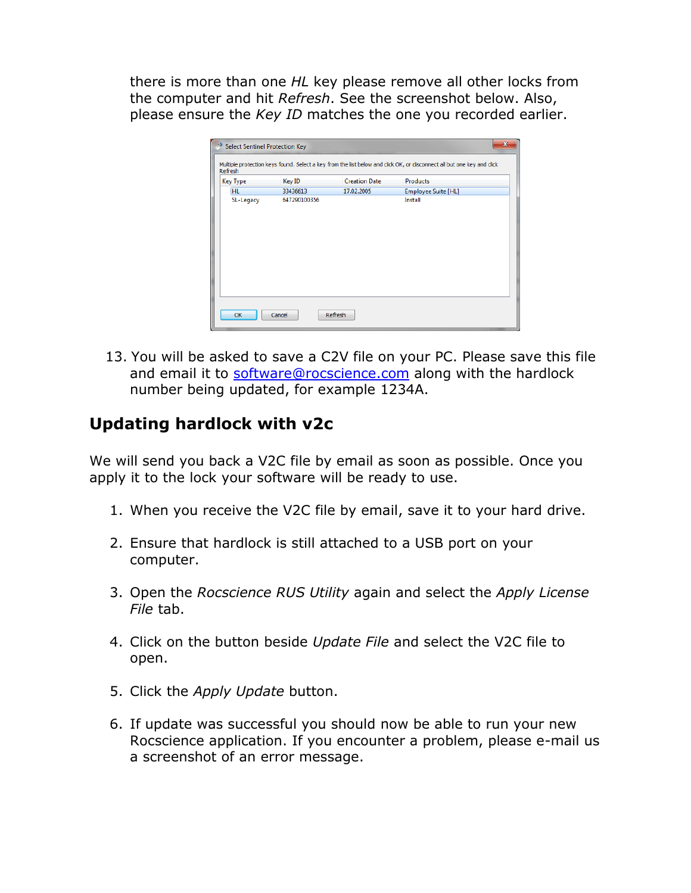there is more than one *HL* key please remove all other locks from the computer and hit *Refresh*. See the screenshot below. Also, please ensure the *Key ID* matches the one you recorded earlier.

13. You will be asked to save a C2V file on your PC. Please save this file and email it to [software@rocscience.com](mailto:software@rocscience.com) along with the hardlock number being updated, for example 1234A.

## Updating hardlock with v2c

We will send you back a V2C file by email as soon as possible. Once you apply it to the lock your software will be ready to use.

1. When you receive the V2C file by email, save it to your hard drive.
2. Ensure that hardlock is still attached to a USB port on your computer.
3. Open the *Rocscience RUS Utility* again and select the *Apply License File* tab.
4. Click on the button beside *Update File* and select the V2C file to open.
5. Click the *Apply Update* button.
6. If update was successful you should now be able to run your new Rocscience application. If you encounter a problem, please e-mail us a screenshot of an error message.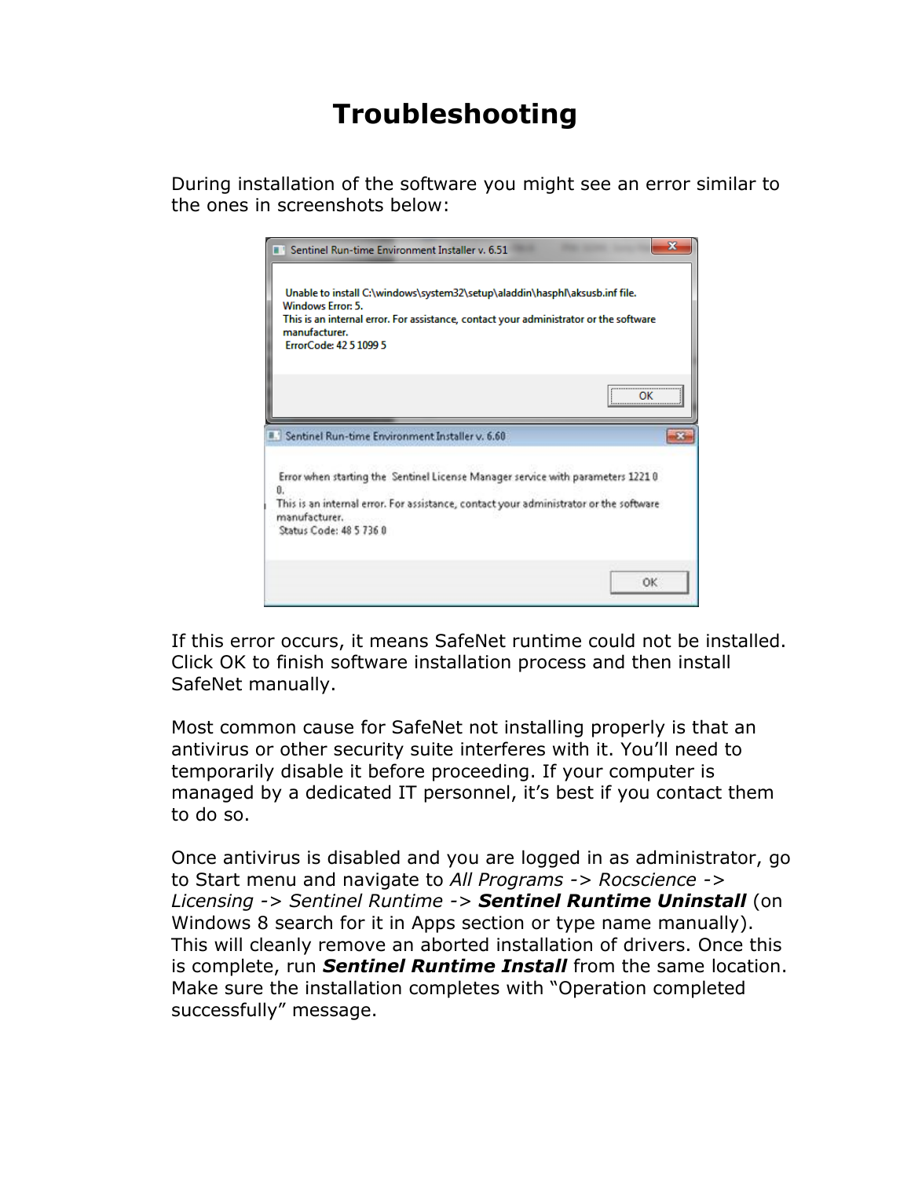# Troubleshooting

During installation of the software you might see an error similar to the ones in screenshots below:

Sentinel Run-time Environment Installer v. 6.51

Unable to install C:\windows\system32\setup\aladdin\hasphl\aksusb.inf file.
Windows Error: 5.
This is an internal error. For assistance, contact your administrator or the software manufacturer.
ErrorCode: 42 5 1099 5

OK

Sentinel Run-time Environment Installer v. 6.60

Error when starting the Sentinel License Manager service with parameters 1221 0 0.
This is an internal error. For assistance, contact your administrator or the software manufacturer.
Status Code: 48 5 736 0

OK

If this error occurs, it means SafeNet runtime could not be installed. Click OK to finish software installation process and then install SafeNet manually.

Most common cause for SafeNet not installing properly is that an antivirus or other security suite interferes with it. You'll need to temporarily disable it before proceeding. If your computer is managed by a dedicated IT personnel, it's best if you contact them to do so.

Once antivirus is disabled and you are logged in as administrator, go to Start menu and navigate to *All Programs -> Rocscience -> Licensing -> Sentinel Runtime ->* ***Sentinel Runtime Uninstall*** (on Windows 8 search for it in Apps section or type name manually). This will cleanly remove an aborted installation of drivers. Once this is complete, run ***Sentinel Runtime Install*** from the same location. Make sure the installation completes with "Operation completed successfully" message.